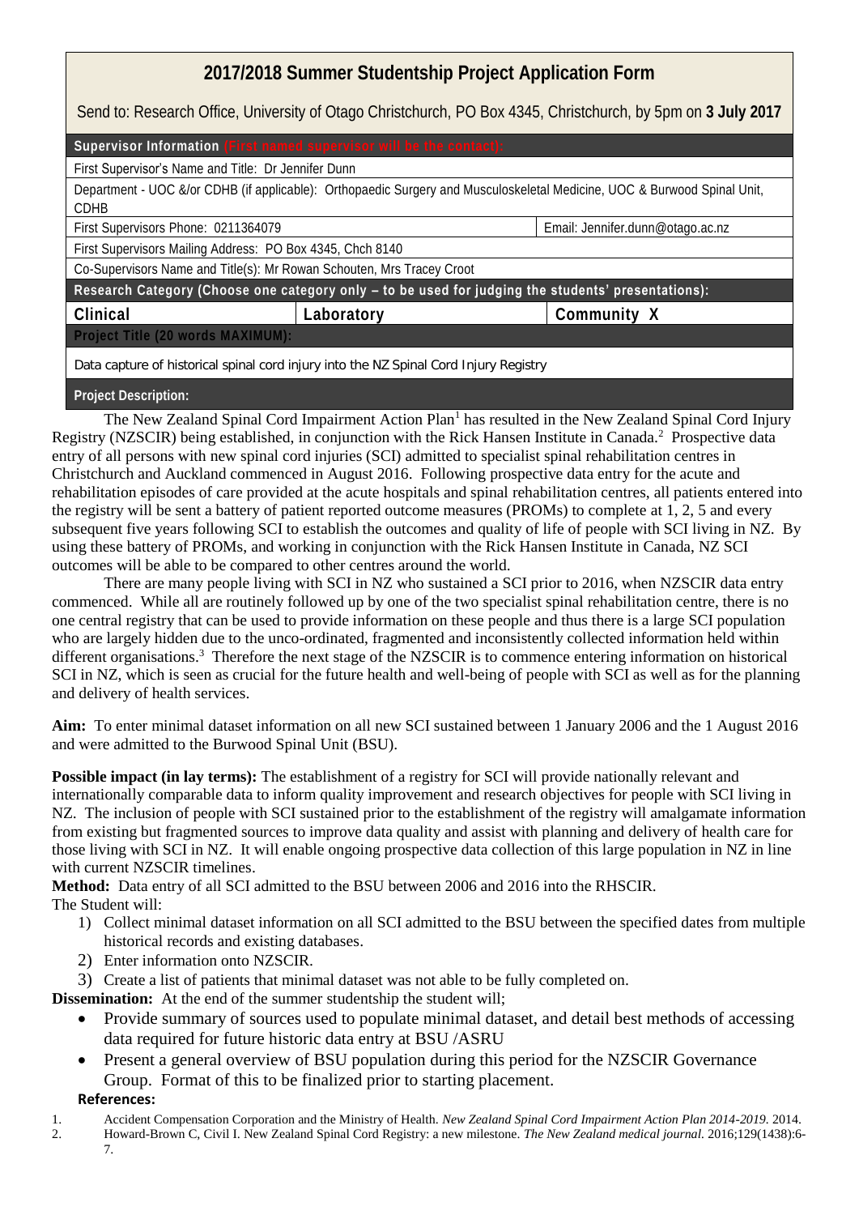# 2017/2018 Summer Studentship Project Application Form

Send to: Research Office, University of Otago Christchurch, PO Box 4345, Christchurch, by 5pm on **3 July 2017**

| **Supervisor Information** (First named supervisor will be the contact): | | |
|---|---|---|
| First Supervisor's Name and Title: Dr Jennifer Dunn | | |
| Department - UOC &/or CDHB (if applicable): Orthopaedic Surgery and Musculoskeletal Medicine, UOC & Burwood Spinal Unit, CDHB | | |
| First Supervisors Phone: 0211364079 | | Email: Jennifer.dunn@otago.ac.nz |
| First Supervisors Mailing Address: PO Box 4345, Chch 8140 | | |
| Co-Supervisors Name and Title(s): Mr Rowan Schouten, Mrs Tracey Croot | | |
| **Research Category (Choose one category only – to be used for judging the students' presentations):** | | |
| **Clinical** | **Laboratory** | **Community X** |
| **Project Title (20 words MAXIMUM):** | | |
| Data capture of historical spinal cord injury into the NZ Spinal Cord Injury Registry | | |
| **Project Description:** | | |

The New Zealand Spinal Cord Impairment Action Plan[1] has resulted in the New Zealand Spinal Cord Injury Registry (NZSCIR) being established, in conjunction with the Rick Hansen Institute in Canada.[2] Prospective data entry of all persons with new spinal cord injuries (SCI) admitted to specialist spinal rehabilitation centres in Christchurch and Auckland commenced in August 2016. Following prospective data entry for the acute and rehabilitation episodes of care provided at the acute hospitals and spinal rehabilitation centres, all patients entered into the registry will be sent a battery of patient reported outcome measures (PROMs) to complete at 1, 2, 5 and every subsequent five years following SCI to establish the outcomes and quality of life of people with SCI living in NZ. By using these battery of PROMs, and working in conjunction with the Rick Hansen Institute in Canada, NZ SCI outcomes will be able to be compared to other centres around the world.

There are many people living with SCI in NZ who sustained a SCI prior to 2016, when NZSCIR data entry commenced. While all are routinely followed up by one of the two specialist spinal rehabilitation centre, there is no one central registry that can be used to provide information on these people and thus there is a large SCI population who are largely hidden due to the unco-ordinated, fragmented and inconsistently collected information held within different organisations.[3] Therefore the next stage of the NZSCIR is to commence entering information on historical SCI in NZ, which is seen as crucial for the future health and well-being of people with SCI as well as for the planning and delivery of health services.

**Aim:** To enter minimal dataset information on all new SCI sustained between 1 January 2006 and the 1 August 2016 and were admitted to the Burwood Spinal Unit (BSU).

**Possible impact (in lay terms):** The establishment of a registry for SCI will provide nationally relevant and internationally comparable data to inform quality improvement and research objectives for people with SCI living in NZ. The inclusion of people with SCI sustained prior to the establishment of the registry will amalgamate information from existing but fragmented sources to improve data quality and assist with planning and delivery of health care for those living with SCI in NZ. It will enable ongoing prospective data collection of this large population in NZ in line with current NZSCIR timelines.

**Method:** Data entry of all SCI admitted to the BSU between 2006 and 2016 into the RHSCIR.

The Student will:

1) Collect minimal dataset information on all SCI admitted to the BSU between the specified dates from multiple historical records and existing databases.
2) Enter information onto NZSCIR.
3) Create a list of patients that minimal dataset was not able to be fully completed on.

**Dissemination:** At the end of the summer studentship the student will;

- Provide summary of sources used to populate minimal dataset, and detail best methods of accessing data required for future historic data entry at BSU /ASRU
- Present a general overview of BSU population during this period for the NZSCIR Governance Group. Format of this to be finalized prior to starting placement.

**References:**

1. Accident Compensation Corporation and the Ministry of Health. *New Zealand Spinal Cord Impairment Action Plan 2014-2019.* 2014.
2. Howard-Brown C, Civil I. New Zealand Spinal Cord Registry: a new milestone. *The New Zealand medical journal.* 2016;129(1438):6-7.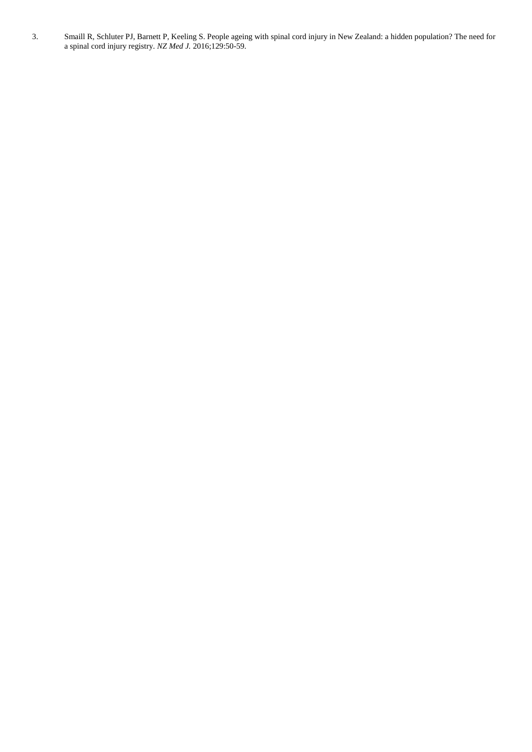3. Smaill R, Schluter PJ, Barnett P, Keeling S. People ageing with spinal cord injury in New Zealand: a hidden population? The need for a spinal cord injury registry. *NZ Med J.* 2016;129:50-59.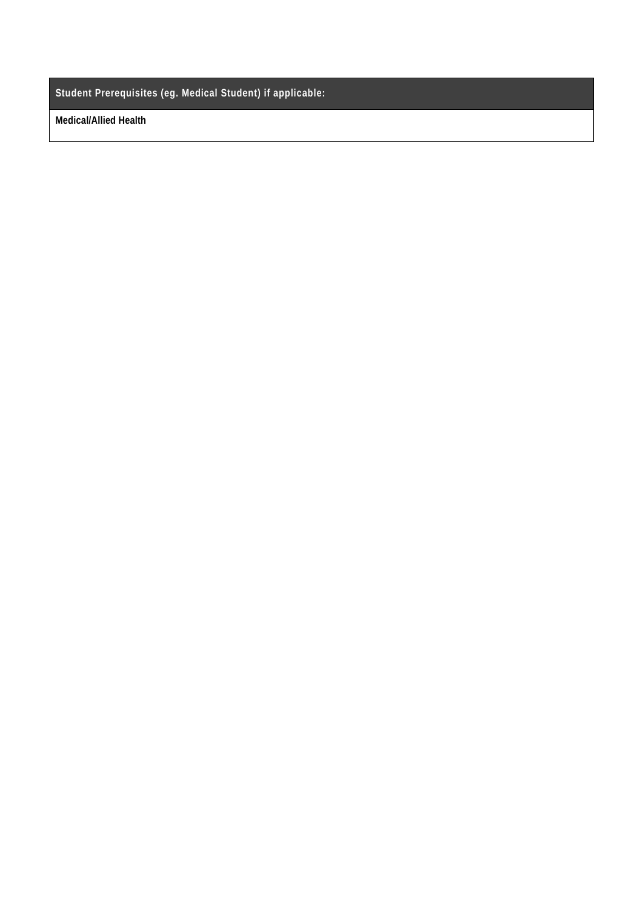| Student Prerequisites (eg. Medical Student) if applicable: |
| --- |
| **Medical/Allied Health** |